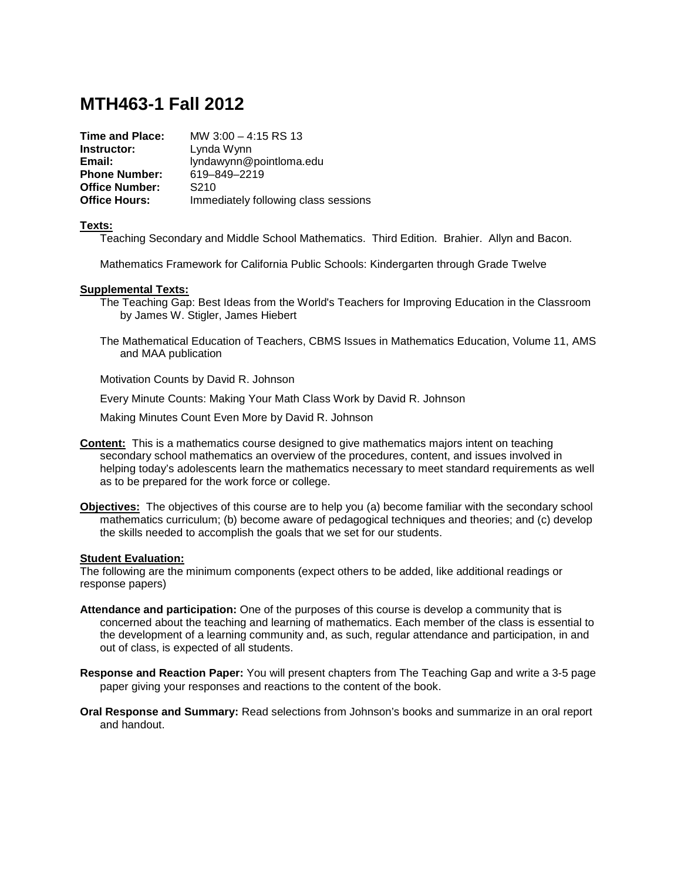# MTH463-1 Fall 2012

**Time and Place:** MW 3:00 – 4:15 RS 13
**Instructor:** Lynda Wynn
**Email:** lyndawynn@pointloma.edu
**Phone Number:** 619–849–2219
**Office Number:** S210
**Office Hours:** Immediately following class sessions

**Texts:**

Teaching Secondary and Middle School Mathematics. Third Edition. Brahier. Allyn and Bacon.

Mathematics Framework for California Public Schools: Kindergarten through Grade Twelve

**Supplemental Texts:**

The Teaching Gap: Best Ideas from the World's Teachers for Improving Education in the Classroom by James W. Stigler, James Hiebert

The Mathematical Education of Teachers, CBMS Issues in Mathematics Education, Volume 11, AMS and MAA publication

Motivation Counts by David R. Johnson

Every Minute Counts: Making Your Math Class Work by David R. Johnson

Making Minutes Count Even More by David R. Johnson

**Content:** This is a mathematics course designed to give mathematics majors intent on teaching secondary school mathematics an overview of the procedures, content, and issues involved in helping today's adolescents learn the mathematics necessary to meet standard requirements as well as to be prepared for the work force or college.

**Objectives:** The objectives of this course are to help you (a) become familiar with the secondary school mathematics curriculum; (b) become aware of pedagogical techniques and theories; and (c) develop the skills needed to accomplish the goals that we set for our students.

**Student Evaluation:**

The following are the minimum components (expect others to be added, like additional readings or response papers)

**Attendance and participation:** One of the purposes of this course is develop a community that is concerned about the teaching and learning of mathematics. Each member of the class is essential to the development of a learning community and, as such, regular attendance and participation, in and out of class, is expected of all students.

**Response and Reaction Paper:** You will present chapters from The Teaching Gap and write a 3-5 page paper giving your responses and reactions to the content of the book.

**Oral Response and Summary:** Read selections from Johnson's books and summarize in an oral report and handout.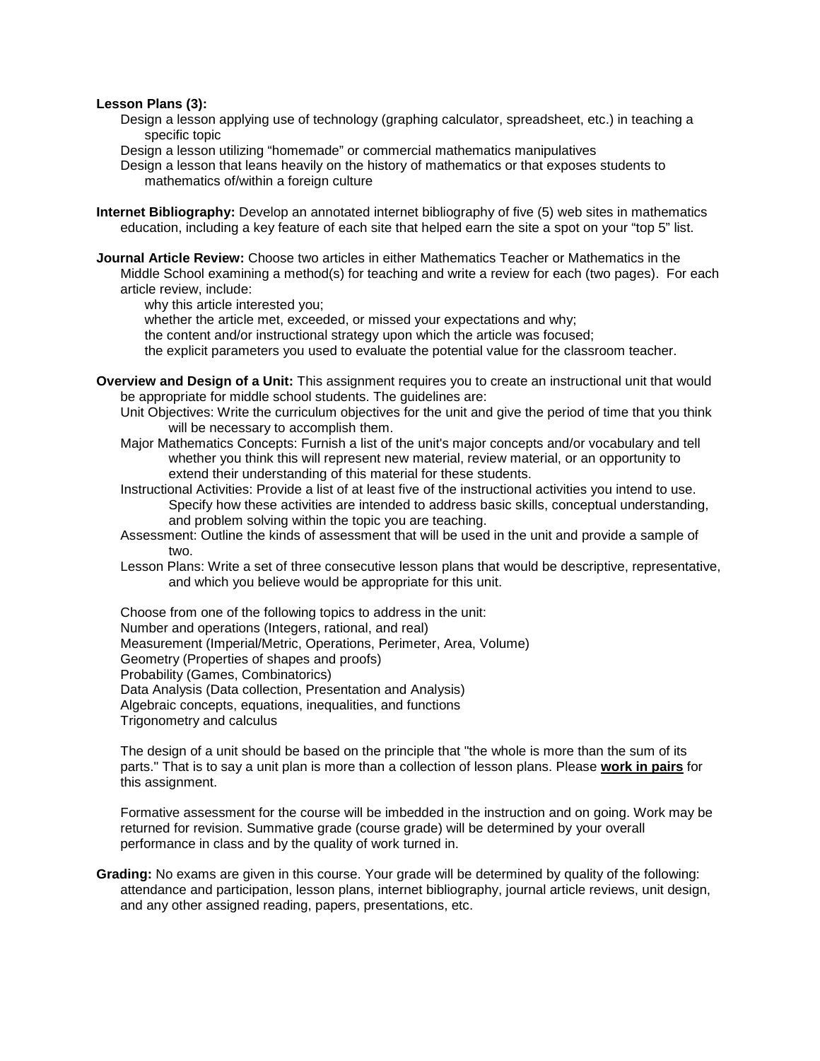**Lesson Plans (3):**

Design a lesson applying use of technology (graphing calculator, spreadsheet, etc.) in teaching a specific topic

Design a lesson utilizing "homemade" or commercial mathematics manipulatives

Design a lesson that leans heavily on the history of mathematics or that exposes students to mathematics of/within a foreign culture

**Internet Bibliography:** Develop an annotated internet bibliography of five (5) web sites in mathematics education, including a key feature of each site that helped earn the site a spot on your "top 5" list.

**Journal Article Review:** Choose two articles in either Mathematics Teacher or Mathematics in the Middle School examining a method(s) for teaching and write a review for each (two pages). For each article review, include:

why this article interested you;

whether the article met, exceeded, or missed your expectations and why;

the content and/or instructional strategy upon which the article was focused;

the explicit parameters you used to evaluate the potential value for the classroom teacher.

**Overview and Design of a Unit:** This assignment requires you to create an instructional unit that would be appropriate for middle school students. The guidelines are:

Unit Objectives: Write the curriculum objectives for the unit and give the period of time that you think will be necessary to accomplish them.

Major Mathematics Concepts: Furnish a list of the unit's major concepts and/or vocabulary and tell whether you think this will represent new material, review material, or an opportunity to extend their understanding of this material for these students.

Instructional Activities: Provide a list of at least five of the instructional activities you intend to use. Specify how these activities are intended to address basic skills, conceptual understanding, and problem solving within the topic you are teaching.

Assessment: Outline the kinds of assessment that will be used in the unit and provide a sample of two.

Lesson Plans: Write a set of three consecutive lesson plans that would be descriptive, representative, and which you believe would be appropriate for this unit.

Choose from one of the following topics to address in the unit:

Number and operations (Integers, rational, and real)

Measurement (Imperial/Metric, Operations, Perimeter, Area, Volume)

Geometry (Properties of shapes and proofs)

Probability (Games, Combinatorics)

Data Analysis (Data collection, Presentation and Analysis)

Algebraic concepts, equations, inequalities, and functions

Trigonometry and calculus

The design of a unit should be based on the principle that "the whole is more than the sum of its parts." That is to say a unit plan is more than a collection of lesson plans. Please <u>**work in pairs**</u> for this assignment.

Formative assessment for the course will be imbedded in the instruction and on going. Work may be returned for revision. Summative grade (course grade) will be determined by your overall performance in class and by the quality of work turned in.

**Grading:** No exams are given in this course. Your grade will be determined by quality of the following: attendance and participation, lesson plans, internet bibliography, journal article reviews, unit design, and any other assigned reading, papers, presentations, etc.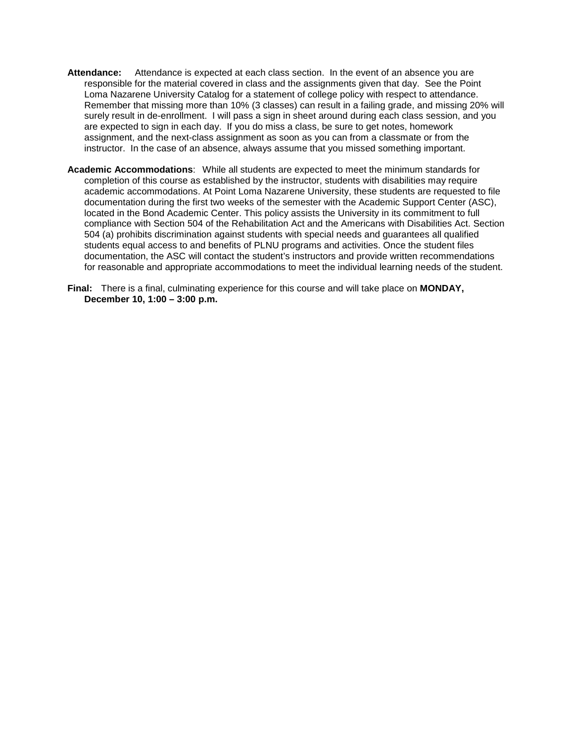**Attendance:** Attendance is expected at each class section. In the event of an absence you are responsible for the material covered in class and the assignments given that day. See the Point Loma Nazarene University Catalog for a statement of college policy with respect to attendance. Remember that missing more than 10% (3 classes) can result in a failing grade, and missing 20% will surely result in de-enrollment. I will pass a sign in sheet around during each class session, and you are expected to sign in each day. If you do miss a class, be sure to get notes, homework assignment, and the next-class assignment as soon as you can from a classmate or from the instructor. In the case of an absence, always assume that you missed something important.

**Academic Accommodations**: While all students are expected to meet the minimum standards for completion of this course as established by the instructor, students with disabilities may require academic accommodations. At Point Loma Nazarene University, these students are requested to file documentation during the first two weeks of the semester with the Academic Support Center (ASC), located in the Bond Academic Center. This policy assists the University in its commitment to full compliance with Section 504 of the Rehabilitation Act and the Americans with Disabilities Act. Section 504 (a) prohibits discrimination against students with special needs and guarantees all qualified students equal access to and benefits of PLNU programs and activities. Once the student files documentation, the ASC will contact the student's instructors and provide written recommendations for reasonable and appropriate accommodations to meet the individual learning needs of the student.

**Final:** There is a final, culminating experience for this course and will take place on **MONDAY, December 10, 1:00 – 3:00 p.m.**